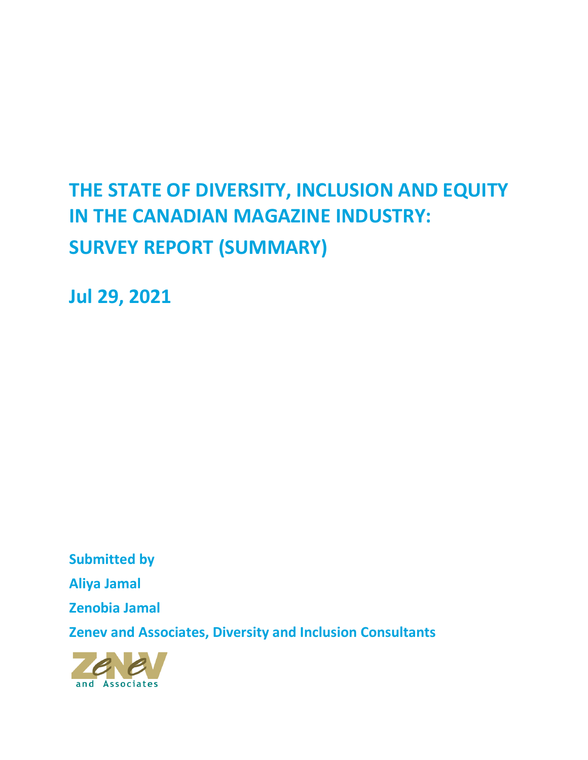# THE STATE OF DIVERSITY, INCLUSION AND EQUITY IN THE CANADIAN MAGAZINE INDUSTRY: SURVEY REPORT (SUMMARY)

**Jul 29, 2021**

**Submitted by**

**Aliya Jamal**

**Zenobia Jamal**

**Zenev and Associates, Diversity and Inclusion Consultants**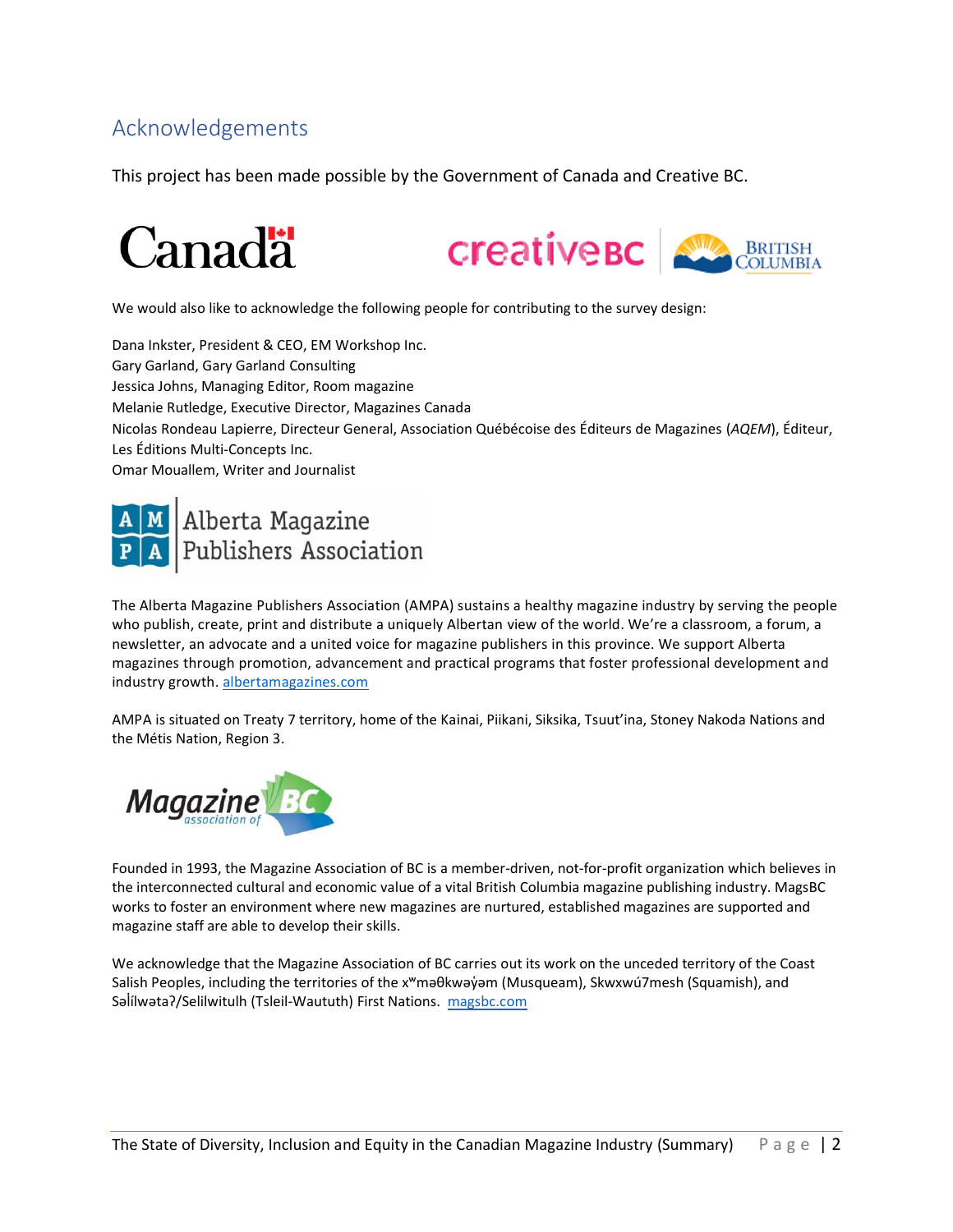## Acknowledgements

This project has been made possible by the Government of Canada and Creative BC.

We would also like to acknowledge the following people for contributing to the survey design:

Dana Inkster, President & CEO, EM Workshop Inc.
Gary Garland, Gary Garland Consulting
Jessica Johns, Managing Editor, Room magazine
Melanie Rutledge, Executive Director, Magazines Canada
Nicolas Rondeau Lapierre, Directeur General, Association Québécoise des Éditeurs de Magazines (*AQEM*), Éditeur, Les Éditions Multi-Concepts Inc.
Omar Mouallem, Writer and Journalist

The Alberta Magazine Publishers Association (AMPA) sustains a healthy magazine industry by serving the people who publish, create, print and distribute a uniquely Albertan view of the world. We're a classroom, a forum, a newsletter, an advocate and a united voice for magazine publishers in this province. We support Alberta magazines through promotion, advancement and practical programs that foster professional development and industry growth. albertamagazines.com

AMPA is situated on Treaty 7 territory, home of the Kainai, Piikani, Siksika, Tsuut'ina, Stoney Nakoda Nations and the Métis Nation, Region 3.

Founded in 1993, the Magazine Association of BC is a member-driven, not-for-profit organization which believes in the interconnected cultural and economic value of a vital British Columbia magazine publishing industry. MagsBC works to foster an environment where new magazines are nurtured, established magazines are supported and magazine staff are able to develop their skills.

We acknowledge that the Magazine Association of BC carries out its work on the unceded territory of the Coast Salish Peoples, including the territories of the xʷməθkwəy̓əm (Musqueam), Skwxwú7mesh (Squamish), and Səl̓ílwətaʔ/Selilwitulh (Tsleil-Waututh) First Nations. magsbc.com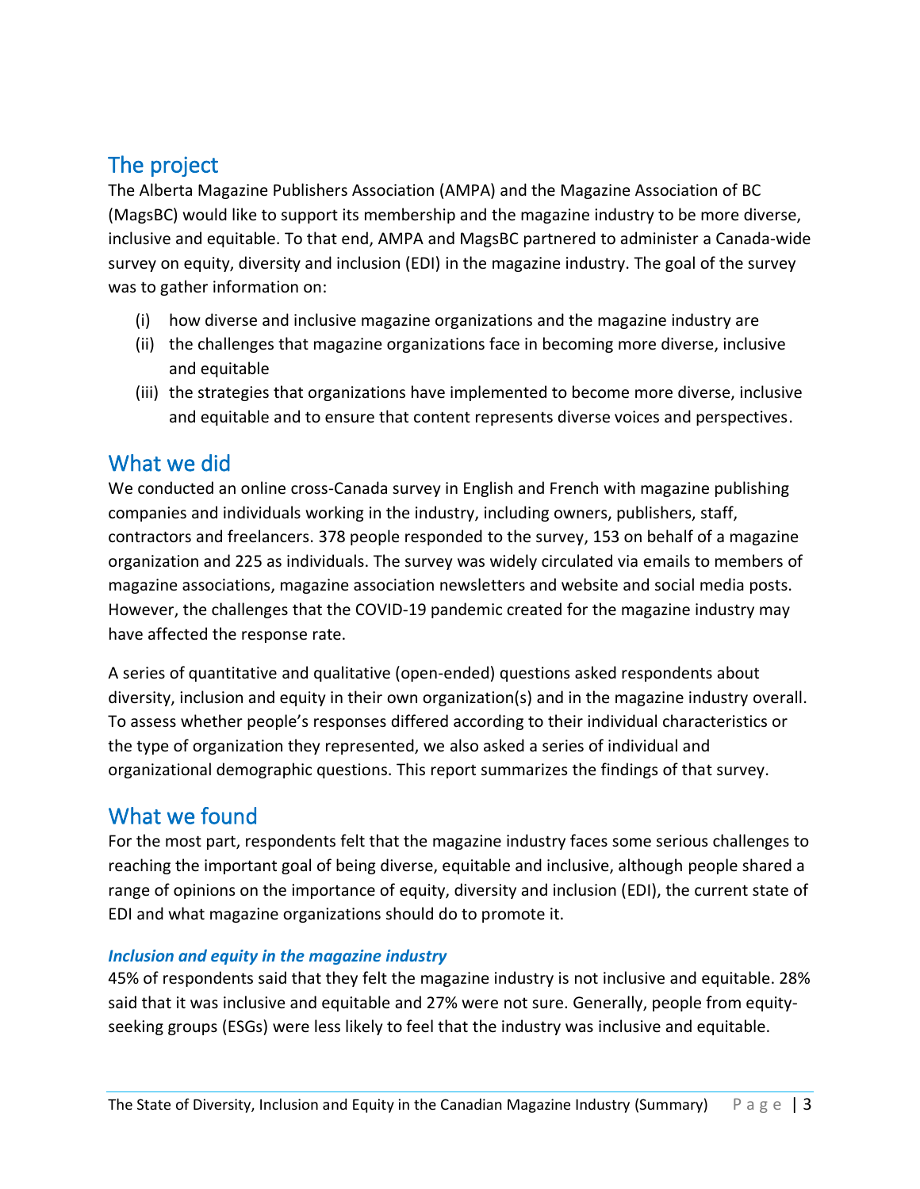## The project

The Alberta Magazine Publishers Association (AMPA) and the Magazine Association of BC (MagsBC) would like to support its membership and the magazine industry to be more diverse, inclusive and equitable. To that end, AMPA and MagsBC partnered to administer a Canada-wide survey on equity, diversity and inclusion (EDI) in the magazine industry. The goal of the survey was to gather information on:

(i) how diverse and inclusive magazine organizations and the magazine industry are
(ii) the challenges that magazine organizations face in becoming more diverse, inclusive and equitable
(iii) the strategies that organizations have implemented to become more diverse, inclusive and equitable and to ensure that content represents diverse voices and perspectives.

## What we did

We conducted an online cross-Canada survey in English and French with magazine publishing companies and individuals working in the industry, including owners, publishers, staff, contractors and freelancers. 378 people responded to the survey, 153 on behalf of a magazine organization and 225 as individuals. The survey was widely circulated via emails to members of magazine associations, magazine association newsletters and website and social media posts. However, the challenges that the COVID-19 pandemic created for the magazine industry may have affected the response rate.

A series of quantitative and qualitative (open-ended) questions asked respondents about diversity, inclusion and equity in their own organization(s) and in the magazine industry overall. To assess whether people's responses differed according to their individual characteristics or the type of organization they represented, we also asked a series of individual and organizational demographic questions. This report summarizes the findings of that survey.

## What we found

For the most part, respondents felt that the magazine industry faces some serious challenges to reaching the important goal of being diverse, equitable and inclusive, although people shared a range of opinions on the importance of equity, diversity and inclusion (EDI), the current state of EDI and what magazine organizations should do to promote it.

### *Inclusion and equity in the magazine industry*

45% of respondents said that they felt the magazine industry is not inclusive and equitable. 28% said that it was inclusive and equitable and 27% were not sure. Generally, people from equity-seeking groups (ESGs) were less likely to feel that the industry was inclusive and equitable.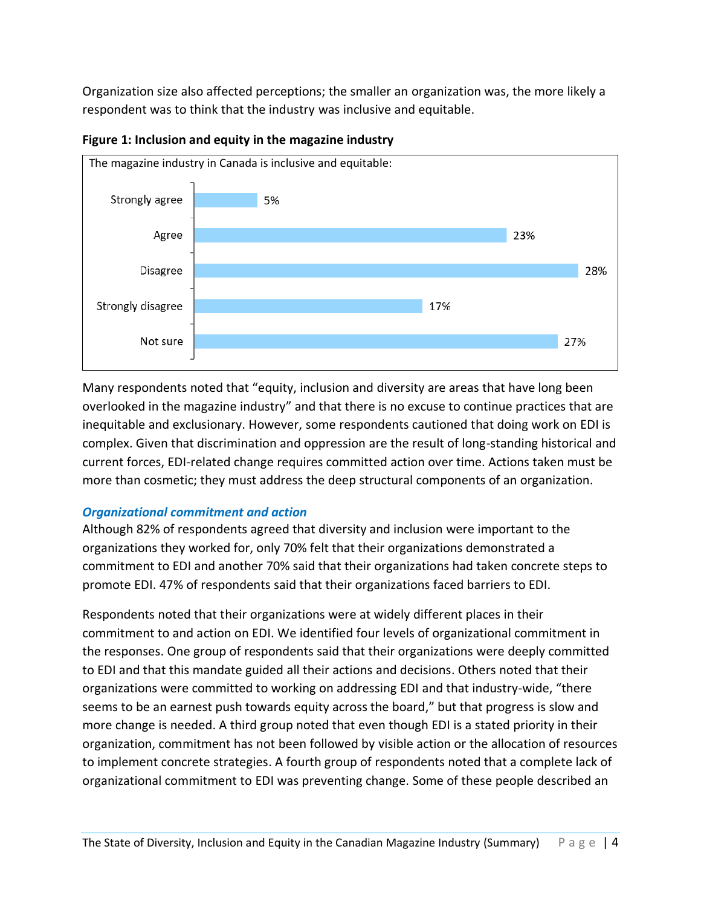Organization size also affected perceptions; the smaller an organization was, the more likely a respondent was to think that the industry was inclusive and equitable.

**Figure 1: Inclusion and equity in the magazine industry**

The magazine industry in Canada is inclusive and equitable:

| Response | Percentage |
|---|---|
| Strongly agree | 5% |
| Agree | 23% |
| Disagree | 28% |
| Strongly disagree | 17% |
| Not sure | 27% |

Many respondents noted that "equity, inclusion and diversity are areas that have long been overlooked in the magazine industry" and that there is no excuse to continue practices that are inequitable and exclusionary. However, some respondents cautioned that doing work on EDI is complex. Given that discrimination and oppression are the result of long-standing historical and current forces, EDI-related change requires committed action over time. Actions taken must be more than cosmetic; they must address the deep structural components of an organization.

### *Organizational commitment and action*

Although 82% of respondents agreed that diversity and inclusion were important to the organizations they worked for, only 70% felt that their organizations demonstrated a commitment to EDI and another 70% said that their organizations had taken concrete steps to promote EDI. 47% of respondents said that their organizations faced barriers to EDI.

Respondents noted that their organizations were at widely different places in their commitment to and action on EDI. We identified four levels of organizational commitment in the responses. One group of respondents said that their organizations were deeply committed to EDI and that this mandate guided all their actions and decisions. Others noted that their organizations were committed to working on addressing EDI and that industry-wide, "there seems to be an earnest push towards equity across the board," but that progress is slow and more change is needed. A third group noted that even though EDI is a stated priority in their organization, commitment has not been followed by visible action or the allocation of resources to implement concrete strategies. A fourth group of respondents noted that a complete lack of organizational commitment to EDI was preventing change. Some of these people described an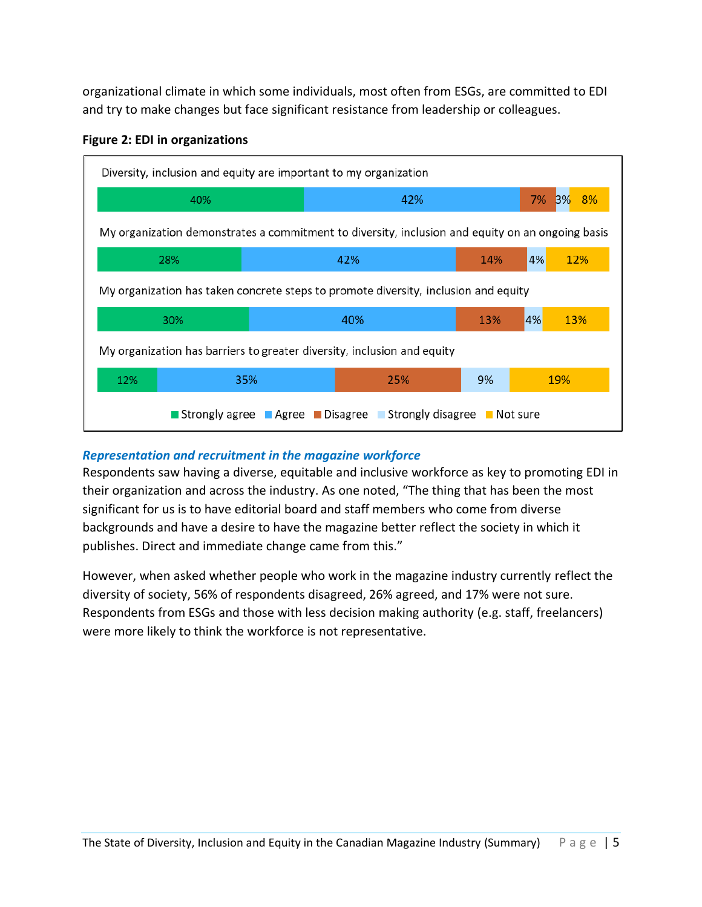organizational climate in which some individuals, most often from ESGs, are committed to EDI and try to make changes but face significant resistance from leadership or colleagues.

**Figure 2: EDI in organizations**

| | Strongly agree | Agree | Disagree | Strongly disagree | Not sure |
|---|---|---|---|---|---|
| Diversity, inclusion and equity are important to my organization | 40% | 42% | 7% | 3% | 8% |
| My organization demonstrates a commitment to diversity, inclusion and equity on an ongoing basis | 28% | 42% | 14% | 4% | 12% |
| My organization has taken concrete steps to promote diversity, inclusion and equity | 30% | 40% | 13% | 4% | 13% |
| My organization has barriers to greater diversity, inclusion and equity | 12% | 35% | 25% | 9% | 19% |

### *Representation and recruitment in the magazine workforce*

Respondents saw having a diverse, equitable and inclusive workforce as key to promoting EDI in their organization and across the industry. As one noted, "The thing that has been the most significant for us is to have editorial board and staff members who come from diverse backgrounds and have a desire to have the magazine better reflect the society in which it publishes. Direct and immediate change came from this."

However, when asked whether people who work in the magazine industry currently reflect the diversity of society, 56% of respondents disagreed, 26% agreed, and 17% were not sure. Respondents from ESGs and those with less decision making authority (e.g. staff, freelancers) were more likely to think the workforce is not representative.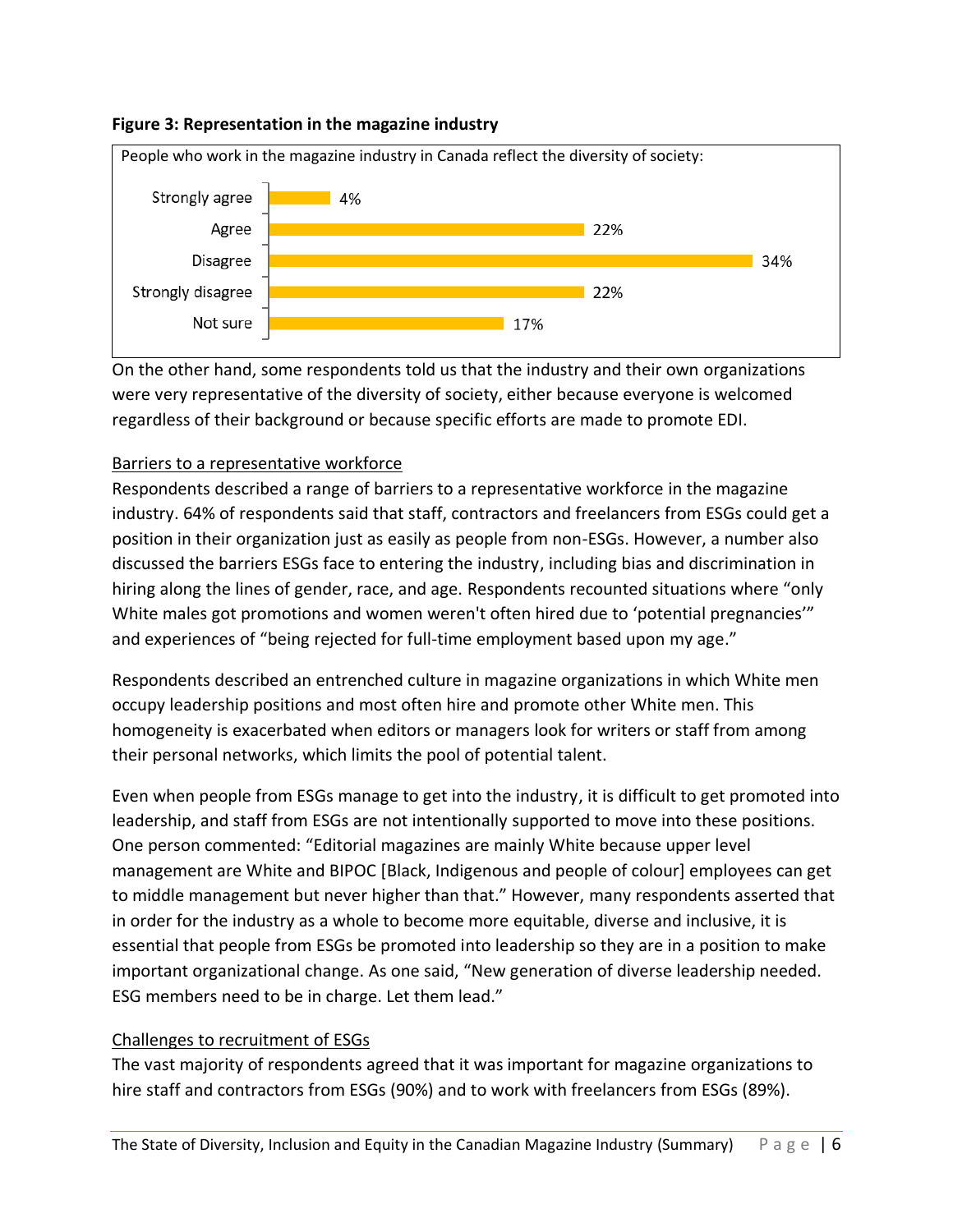**Figure 3: Representation in the magazine industry**

People who work in the magazine industry in Canada reflect the diversity of society:

| Response | Percentage |
| --- | --- |
| Strongly agree | 4% |
| Agree | 22% |
| Disagree | 34% |
| Strongly disagree | 22% |
| Not sure | 17% |

On the other hand, some respondents told us that the industry and their own organizations were very representative of the diversity of society, either because everyone is welcomed regardless of their background or because specific efforts are made to promote EDI.

Barriers to a representative workforce

Respondents described a range of barriers to a representative workforce in the magazine industry. 64% of respondents said that staff, contractors and freelancers from ESGs could get a position in their organization just as easily as people from non-ESGs. However, a number also discussed the barriers ESGs face to entering the industry, including bias and discrimination in hiring along the lines of gender, race, and age. Respondents recounted situations where "only White males got promotions and women weren't often hired due to 'potential pregnancies'" and experiences of "being rejected for full-time employment based upon my age."

Respondents described an entrenched culture in magazine organizations in which White men occupy leadership positions and most often hire and promote other White men. This homogeneity is exacerbated when editors or managers look for writers or staff from among their personal networks, which limits the pool of potential talent.

Even when people from ESGs manage to get into the industry, it is difficult to get promoted into leadership, and staff from ESGs are not intentionally supported to move into these positions. One person commented: "Editorial magazines are mainly White because upper level management are White and BIPOC [Black, Indigenous and people of colour] employees can get to middle management but never higher than that." However, many respondents asserted that in order for the industry as a whole to become more equitable, diverse and inclusive, it is essential that people from ESGs be promoted into leadership so they are in a position to make important organizational change. As one said, "New generation of diverse leadership needed. ESG members need to be in charge. Let them lead."

Challenges to recruitment of ESGs

The vast majority of respondents agreed that it was important for magazine organizations to hire staff and contractors from ESGs (90%) and to work with freelancers from ESGs (89%).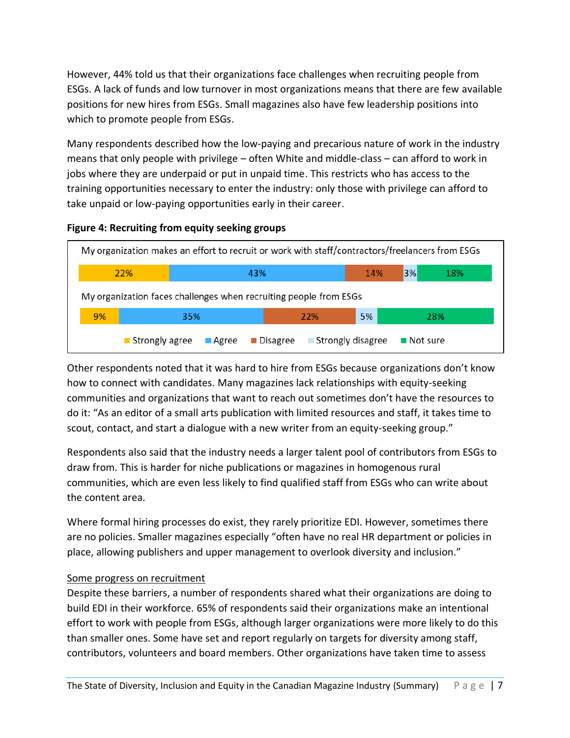However, 44% told us that their organizations face challenges when recruiting people from ESGs. A lack of funds and low turnover in most organizations means that there are few available positions for new hires from ESGs. Small magazines also have few leadership positions into which to promote people from ESGs.

Many respondents described how the low-paying and precarious nature of work in the industry means that only people with privilege – often White and middle-class – can afford to work in jobs where they are underpaid or put in unpaid time. This restricts who has access to the training opportunities necessary to enter the industry: only those with privilege can afford to take unpaid or low-paying opportunities early in their career.

**Figure 4: Recruiting from equity seeking groups**

| Statement | Strongly agree | Agree | Disagree | Strongly disagree | Not sure |
|---|---|---|---|---|---|
| My organization makes an effort to recruit or work with staff/contractors/freelancers from ESGs | 22% | 43% | 14% | 3% | 18% |
| My organization faces challenges when recruiting people from ESGs | 9% | 35% | 22% | 5% | 28% |

Other respondents noted that it was hard to hire from ESGs because organizations don't know how to connect with candidates. Many magazines lack relationships with equity-seeking communities and organizations that want to reach out sometimes don't have the resources to do it: "As an editor of a small arts publication with limited resources and staff, it takes time to scout, contact, and start a dialogue with a new writer from an equity-seeking group."

Respondents also said that the industry needs a larger talent pool of contributors from ESGs to draw from. This is harder for niche publications or magazines in homogenous rural communities, which are even less likely to find qualified staff from ESGs who can write about the content area.

Where formal hiring processes do exist, they rarely prioritize EDI. However, sometimes there are no policies. Smaller magazines especially "often have no real HR department or policies in place, allowing publishers and upper management to overlook diversity and inclusion."

Some progress on recruitment

Despite these barriers, a number of respondents shared what their organizations are doing to build EDI in their workforce. 65% of respondents said their organizations make an intentional effort to work with people from ESGs, although larger organizations were more likely to do this than smaller ones. Some have set and report regularly on targets for diversity among staff, contributors, volunteers and board members. Other organizations have taken time to assess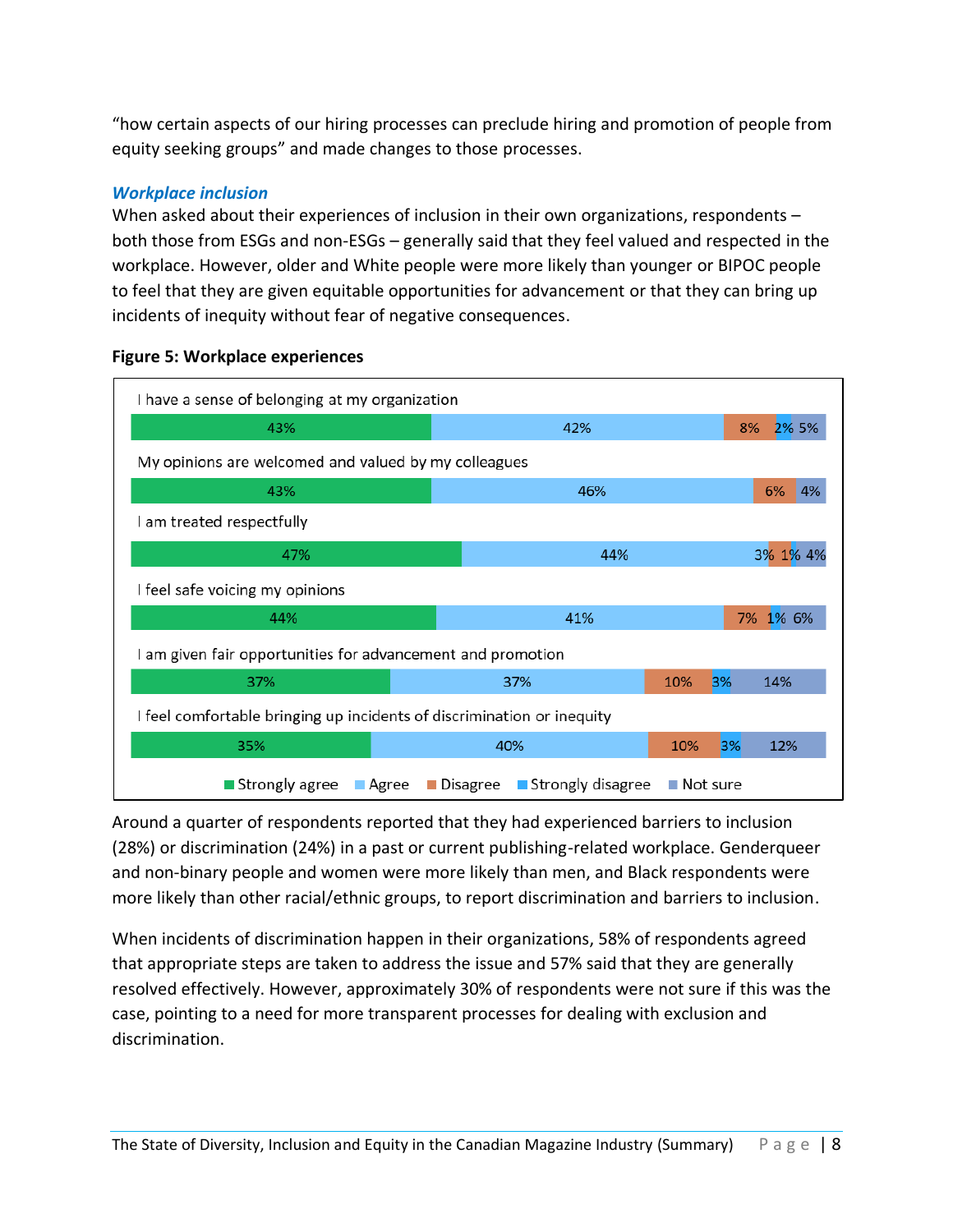"how certain aspects of our hiring processes can preclude hiring and promotion of people from equity seeking groups" and made changes to those processes.

### *Workplace inclusion*

When asked about their experiences of inclusion in their own organizations, respondents – both those from ESGs and non-ESGs – generally said that they feel valued and respected in the workplace. However, older and White people were more likely than younger or BIPOC people to feel that they are given equitable opportunities for advancement or that they can bring up incidents of inequity without fear of negative consequences.

**Figure 5: Workplace experiences**

| Statement | Strongly agree | Agree | Disagree | Strongly disagree | Not sure |
|---|---|---|---|---|---|
| I have a sense of belonging at my organization | 43% | 42% | 8% | 2% | 5% |
| My opinions are welcomed and valued by my colleagues | 43% | 46% | 6% | | 4% |
| I am treated respectfully | 47% | 44% | 3% | 1% | 4% |
| I feel safe voicing my opinions | 44% | 41% | 7% | 1% | 6% |
| I am given fair opportunities for advancement and promotion | 37% | 37% | 10% | 3% | 14% |
| I feel comfortable bringing up incidents of discrimination or inequity | 35% | 40% | 10% | 3% | 12% |

Around a quarter of respondents reported that they had experienced barriers to inclusion (28%) or discrimination (24%) in a past or current publishing-related workplace. Genderqueer and non-binary people and women were more likely than men, and Black respondents were more likely than other racial/ethnic groups, to report discrimination and barriers to inclusion.

When incidents of discrimination happen in their organizations, 58% of respondents agreed that appropriate steps are taken to address the issue and 57% said that they are generally resolved effectively. However, approximately 30% of respondents were not sure if this was the case, pointing to a need for more transparent processes for dealing with exclusion and discrimination.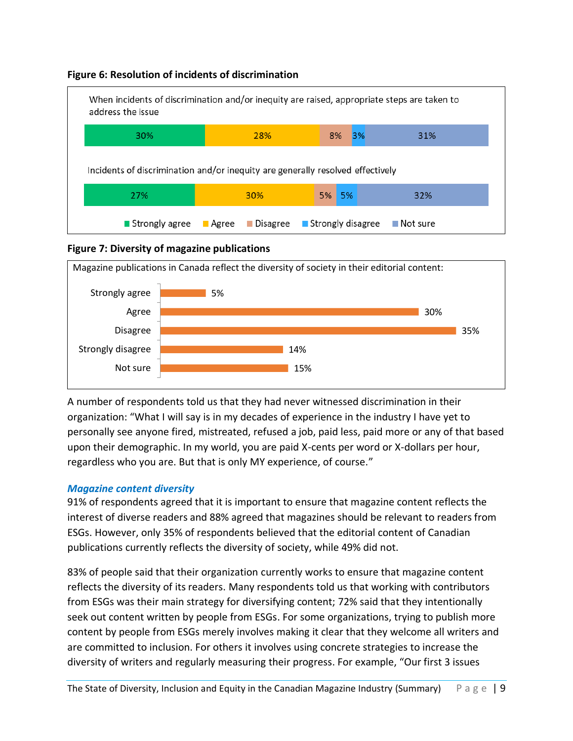**Figure 6: Resolution of incidents of discrimination**

| | Strongly agree | Agree | Disagree | Strongly disagree | Not sure |
|---|---|---|---|---|---|
| When incidents of discrimination and/or inequity are raised, appropriate steps are taken to address the issue | 30% | 28% | 8% | 3% | 31% |
| Incidents of discrimination and/or inequity are generally resolved effectively | 27% | 30% | 5% | 5% | 32% |

**Figure 7: Diversity of magazine publications**

Magazine publications in Canada reflect the diversity of society in their editorial content:

| Response | % |
|---|---|
| Strongly agree | 5% |
| Agree | 30% |
| Disagree | 35% |
| Strongly disagree | 14% |
| Not sure | 15% |

A number of respondents told us that they had never witnessed discrimination in their organization: "What I will say is in my decades of experience in the industry I have yet to personally see anyone fired, mistreated, refused a job, paid less, paid more or any of that based upon their demographic. In my world, you are paid X-cents per word or X-dollars per hour, regardless who you are. But that is only MY experience, of course."

### *Magazine content diversity*

91% of respondents agreed that it is important to ensure that magazine content reflects the interest of diverse readers and 88% agreed that magazines should be relevant to readers from ESGs. However, only 35% of respondents believed that the editorial content of Canadian publications currently reflects the diversity of society, while 49% did not.

83% of people said that their organization currently works to ensure that magazine content reflects the diversity of its readers. Many respondents told us that working with contributors from ESGs was their main strategy for diversifying content; 72% said that they intentionally seek out content written by people from ESGs. For some organizations, trying to publish more content by people from ESGs merely involves making it clear that they welcome all writers and are committed to inclusion. For others it involves using concrete strategies to increase the diversity of writers and regularly measuring their progress. For example, "Our first 3 issues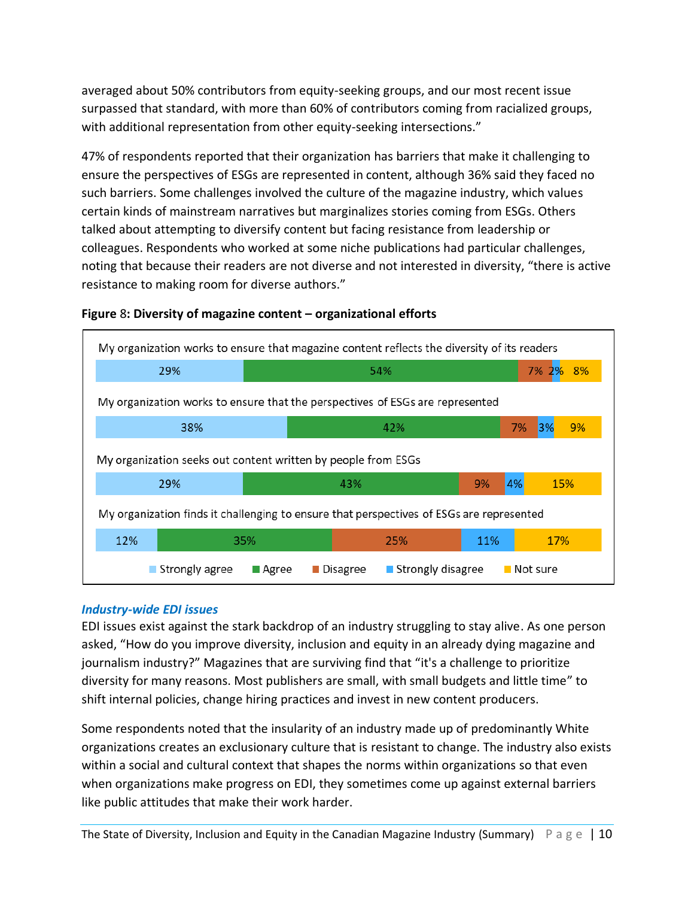averaged about 50% contributors from equity-seeking groups, and our most recent issue surpassed that standard, with more than 60% of contributors coming from racialized groups, with additional representation from other equity-seeking intersections."

47% of respondents reported that their organization has barriers that make it challenging to ensure the perspectives of ESGs are represented in content, although 36% said they faced no such barriers. Some challenges involved the culture of the magazine industry, which values certain kinds of mainstream narratives but marginalizes stories coming from ESGs. Others talked about attempting to diversify content but facing resistance from leadership or colleagues. Respondents who worked at some niche publications had particular challenges, noting that because their readers are not diverse and not interested in diversity, "there is active resistance to making room for diverse authors."

**Figure 8: Diversity of magazine content – organizational efforts**

| | Strongly agree | Agree | Disagree | Strongly disagree | Not sure |
|---|---|---|---|---|---|
| My organization works to ensure that magazine content reflects the diversity of its readers | 29% | 54% | 7% | 2% | 8% |
| My organization works to ensure that the perspectives of ESGs are represented | 38% | 42% | 7% | 3% | 9% |
| My organization seeks out content written by people from ESGs | 29% | 43% | 9% | 4% | 15% |
| My organization finds it challenging to ensure that perspectives of ESGs are represented | 12% | 35% | 25% | 11% | 17% |

### *Industry-wide EDI issues*

EDI issues exist against the stark backdrop of an industry struggling to stay alive. As one person asked, "How do you improve diversity, inclusion and equity in an already dying magazine and journalism industry?" Magazines that are surviving find that "it's a challenge to prioritize diversity for many reasons. Most publishers are small, with small budgets and little time" to shift internal policies, change hiring practices and invest in new content producers.

Some respondents noted that the insularity of an industry made up of predominantly White organizations creates an exclusionary culture that is resistant to change. The industry also exists within a social and cultural context that shapes the norms within organizations so that even when organizations make progress on EDI, they sometimes come up against external barriers like public attitudes that make their work harder.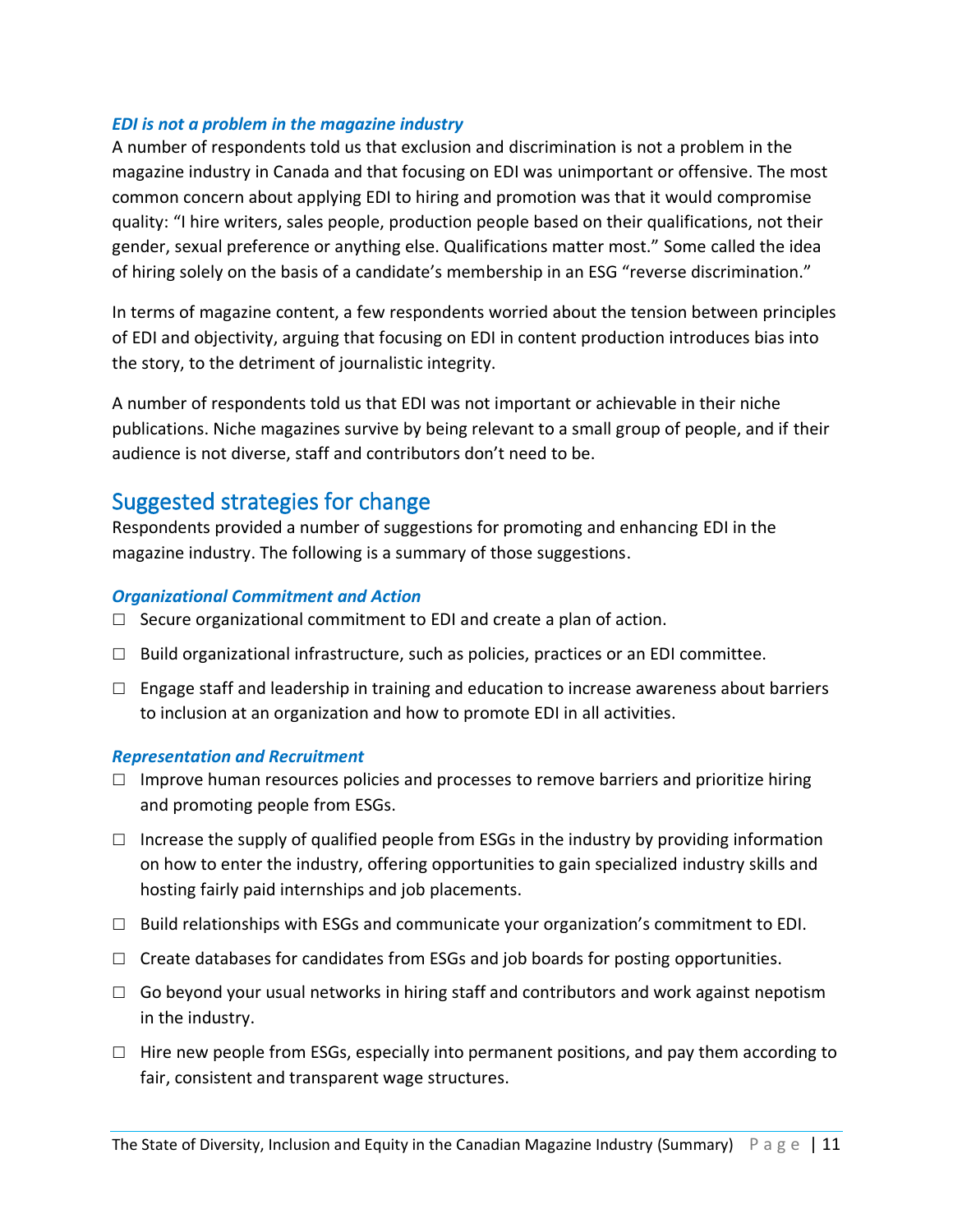### *EDI is not a problem in the magazine industry*

A number of respondents told us that exclusion and discrimination is not a problem in the magazine industry in Canada and that focusing on EDI was unimportant or offensive. The most common concern about applying EDI to hiring and promotion was that it would compromise quality: "I hire writers, sales people, production people based on their qualifications, not their gender, sexual preference or anything else. Qualifications matter most." Some called the idea of hiring solely on the basis of a candidate's membership in an ESG "reverse discrimination."

In terms of magazine content, a few respondents worried about the tension between principles of EDI and objectivity, arguing that focusing on EDI in content production introduces bias into the story, to the detriment of journalistic integrity.

A number of respondents told us that EDI was not important or achievable in their niche publications. Niche magazines survive by being relevant to a small group of people, and if their audience is not diverse, staff and contributors don't need to be.

## Suggested strategies for change

Respondents provided a number of suggestions for promoting and enhancing EDI in the magazine industry. The following is a summary of those suggestions.

### *Organizational Commitment and Action*

- ☐ Secure organizational commitment to EDI and create a plan of action.
- ☐ Build organizational infrastructure, such as policies, practices or an EDI committee.
- ☐ Engage staff and leadership in training and education to increase awareness about barriers to inclusion at an organization and how to promote EDI in all activities.

### *Representation and Recruitment*

- ☐ Improve human resources policies and processes to remove barriers and prioritize hiring and promoting people from ESGs.
- ☐ Increase the supply of qualified people from ESGs in the industry by providing information on how to enter the industry, offering opportunities to gain specialized industry skills and hosting fairly paid internships and job placements.
- ☐ Build relationships with ESGs and communicate your organization's commitment to EDI.
- ☐ Create databases for candidates from ESGs and job boards for posting opportunities.
- ☐ Go beyond your usual networks in hiring staff and contributors and work against nepotism in the industry.
- ☐ Hire new people from ESGs, especially into permanent positions, and pay them according to fair, consistent and transparent wage structures.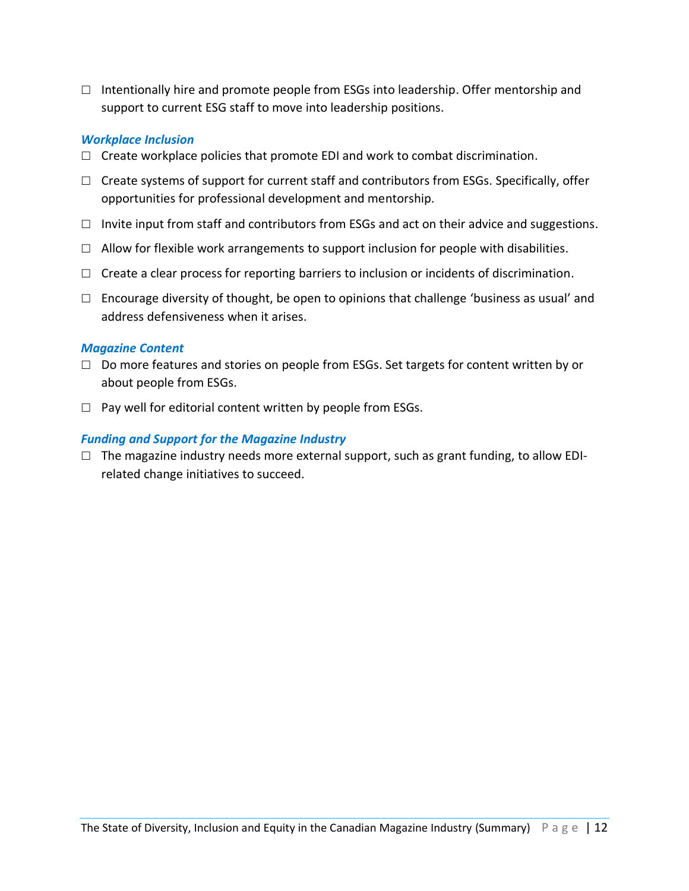☐ Intentionally hire and promote people from ESGs into leadership. Offer mentorship and support to current ESG staff to move into leadership positions.

***Workplace Inclusion***

☐ Create workplace policies that promote EDI and work to combat discrimination.

☐ Create systems of support for current staff and contributors from ESGs. Specifically, offer opportunities for professional development and mentorship.

☐ Invite input from staff and contributors from ESGs and act on their advice and suggestions.

☐ Allow for flexible work arrangements to support inclusion for people with disabilities.

☐ Create a clear process for reporting barriers to inclusion or incidents of discrimination.

☐ Encourage diversity of thought, be open to opinions that challenge 'business as usual' and address defensiveness when it arises.

***Magazine Content***

☐ Do more features and stories on people from ESGs. Set targets for content written by or about people from ESGs.

☐ Pay well for editorial content written by people from ESGs.

***Funding and Support for the Magazine Industry***

☐ The magazine industry needs more external support, such as grant funding, to allow EDI-related change initiatives to succeed.